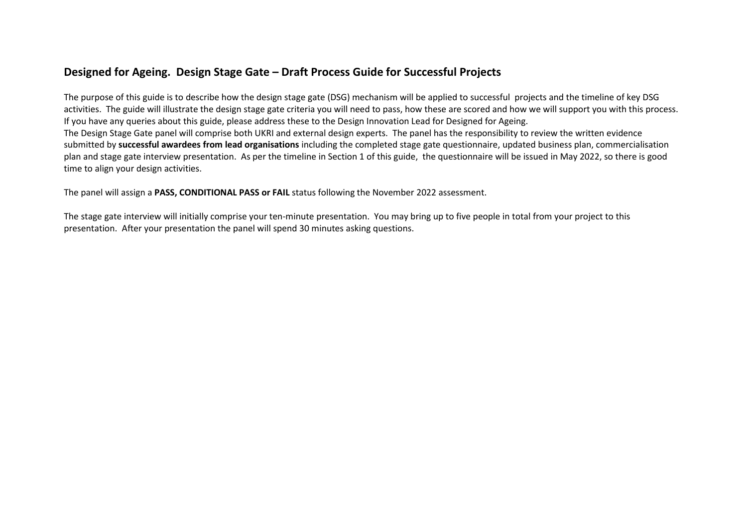## Designed for Ageing. Design Stage Gate – Draft Process Guide for Successful Projects

The purpose of this guide is to describe how the design stage gate (DSG) mechanism will be applied to successful projects and the timeline of key DSG activities. The guide will illustrate the design stage gate criteria you will need to pass, how these are scored and how we will support you with this process. If you have any queries about this guide, please address these to the Design Innovation Lead for Designed for Ageing.
The Design Stage Gate panel will comprise both UKRI and external design experts. The panel has the responsibility to review the written evidence submitted by **successful awardees from lead organisations** including the completed stage gate questionnaire, updated business plan, commercialisation plan and stage gate interview presentation. As per the timeline in Section 1 of this guide, the questionnaire will be issued in May 2022, so there is good time to align your design activities.

The panel will assign a **PASS, CONDITIONAL PASS or FAIL** status following the November 2022 assessment.

The stage gate interview will initially comprise your ten-minute presentation. You may bring up to five people in total from your project to this presentation. After your presentation the panel will spend 30 minutes asking questions.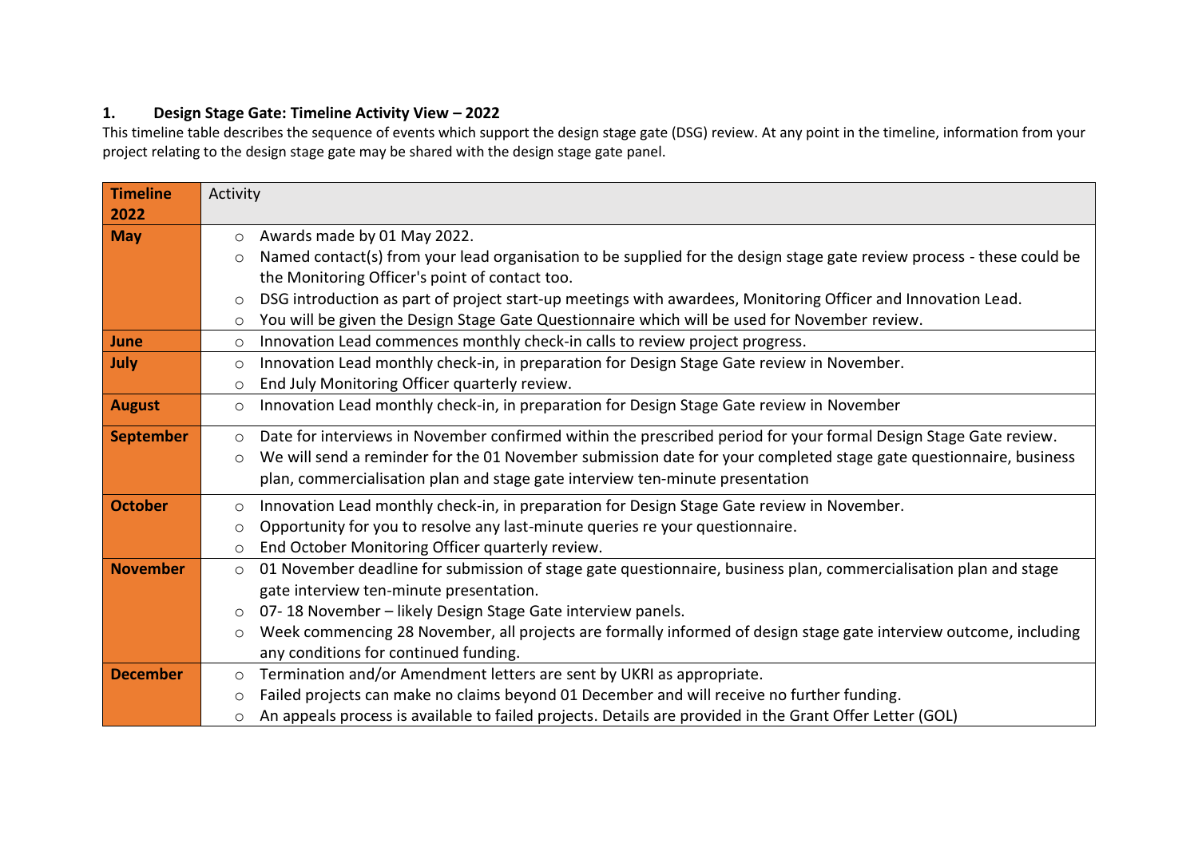## 1. Design Stage Gate: Timeline Activity View – 2022

This timeline table describes the sequence of events which support the design stage gate (DSG) review. At any point in the timeline, information from your project relating to the design stage gate may be shared with the design stage gate panel.

| Timeline 2022 | Activity |
|---|---|
| **May** | ○ Awards made by 01 May 2022.<br>○ Named contact(s) from your lead organisation to be supplied for the design stage gate review process - these could be the Monitoring Officer's point of contact too.<br>○ DSG introduction as part of project start-up meetings with awardees, Monitoring Officer and Innovation Lead.<br>○ You will be given the Design Stage Gate Questionnaire which will be used for November review. |
| **June** | ○ Innovation Lead commences monthly check-in calls to review project progress. |
| **July** | ○ Innovation Lead monthly check-in, in preparation for Design Stage Gate review in November.<br>○ End July Monitoring Officer quarterly review. |
| **August** | ○ Innovation Lead monthly check-in, in preparation for Design Stage Gate review in November |
| **September** | ○ Date for interviews in November confirmed within the prescribed period for your formal Design Stage Gate review.<br>○ We will send a reminder for the 01 November submission date for your completed stage gate questionnaire, business plan, commercialisation plan and stage gate interview ten-minute presentation |
| **October** | ○ Innovation Lead monthly check-in, in preparation for Design Stage Gate review in November.<br>○ Opportunity for you to resolve any last-minute queries re your questionnaire.<br>○ End October Monitoring Officer quarterly review. |
| **November** | ○ 01 November deadline for submission of stage gate questionnaire, business plan, commercialisation plan and stage gate interview ten-minute presentation.<br>○ 07- 18 November – likely Design Stage Gate interview panels.<br>○ Week commencing 28 November, all projects are formally informed of design stage gate interview outcome, including any conditions for continued funding. |
| **December** | ○ Termination and/or Amendment letters are sent by UKRI as appropriate.<br>○ Failed projects can make no claims beyond 01 December and will receive no further funding.<br>○ An appeals process is available to failed projects. Details are provided in the Grant Offer Letter (GOL) |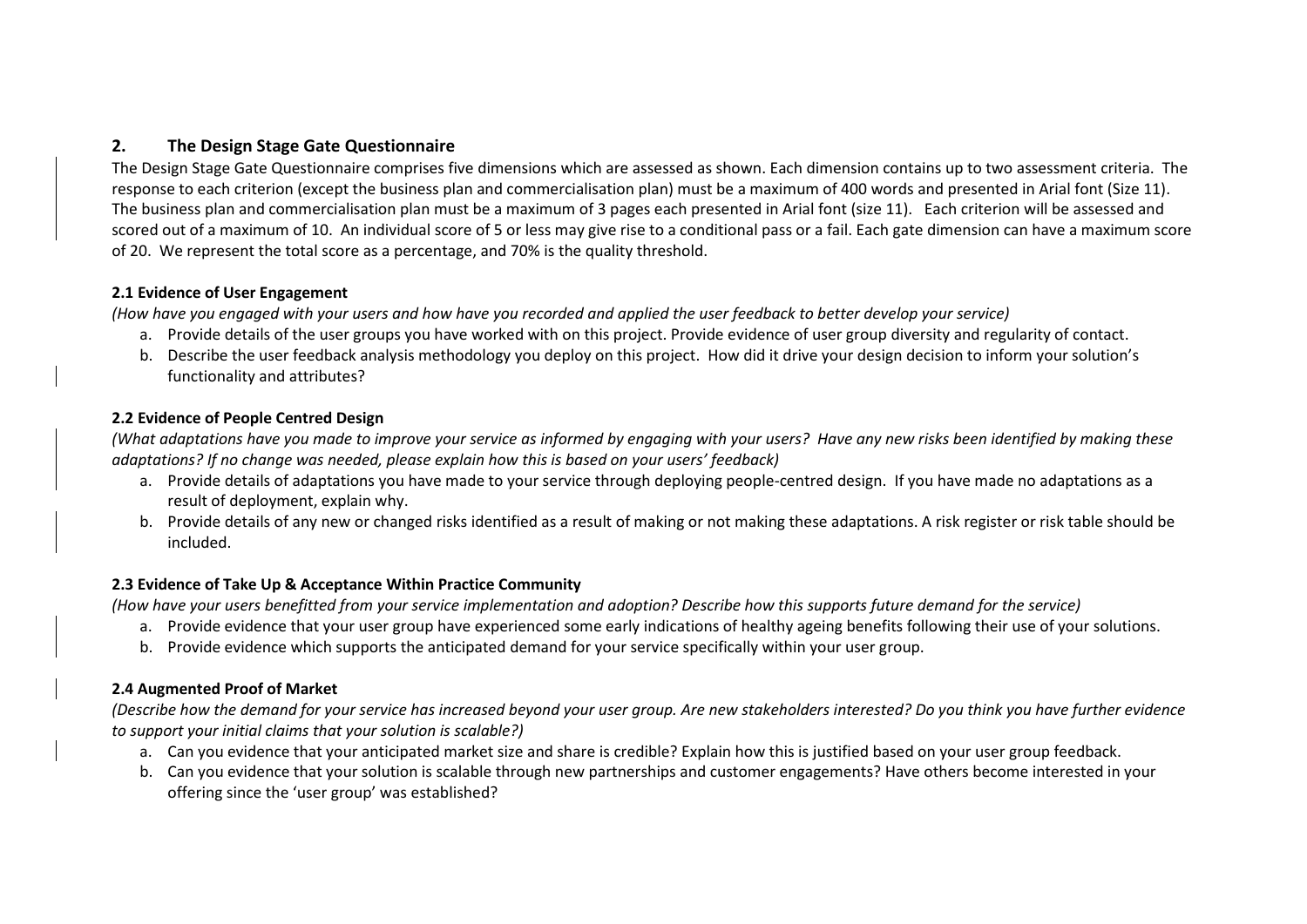## 2. The Design Stage Gate Questionnaire

The Design Stage Gate Questionnaire comprises five dimensions which are assessed as shown. Each dimension contains up to two assessment criteria. The response to each criterion (except the business plan and commercialisation plan) must be a maximum of 400 words and presented in Arial font (Size 11). The business plan and commercialisation plan must be a maximum of 3 pages each presented in Arial font (size 11). Each criterion will be assessed and scored out of a maximum of 10. An individual score of 5 or less may give rise to a conditional pass or a fail. Each gate dimension can have a maximum score of 20. We represent the total score as a percentage, and 70% is the quality threshold.

### 2.1 Evidence of User Engagement

*(How have you engaged with your users and how have you recorded and applied the user feedback to better develop your service)*

a. Provide details of the user groups you have worked with on this project. Provide evidence of user group diversity and regularity of contact.
b. Describe the user feedback analysis methodology you deploy on this project. How did it drive your design decision to inform your solution's functionality and attributes?

### 2.2 Evidence of People Centred Design

*(What adaptations have you made to improve your service as informed by engaging with your users? Have any new risks been identified by making these adaptations? If no change was needed, please explain how this is based on your users' feedback)*

a. Provide details of adaptations you have made to your service through deploying people-centred design. If you have made no adaptations as a result of deployment, explain why.
b. Provide details of any new or changed risks identified as a result of making or not making these adaptations. A risk register or risk table should be included.

### 2.3 Evidence of Take Up & Acceptance Within Practice Community

*(How have your users benefitted from your service implementation and adoption? Describe how this supports future demand for the service)*

a. Provide evidence that your user group have experienced some early indications of healthy ageing benefits following their use of your solutions.
b. Provide evidence which supports the anticipated demand for your service specifically within your user group.

### 2.4 Augmented Proof of Market

*(Describe how the demand for your service has increased beyond your user group. Are new stakeholders interested? Do you think you have further evidence to support your initial claims that your solution is scalable?)*

a. Can you evidence that your anticipated market size and share is credible? Explain how this is justified based on your user group feedback.
b. Can you evidence that your solution is scalable through new partnerships and customer engagements? Have others become interested in your offering since the 'user group' was established?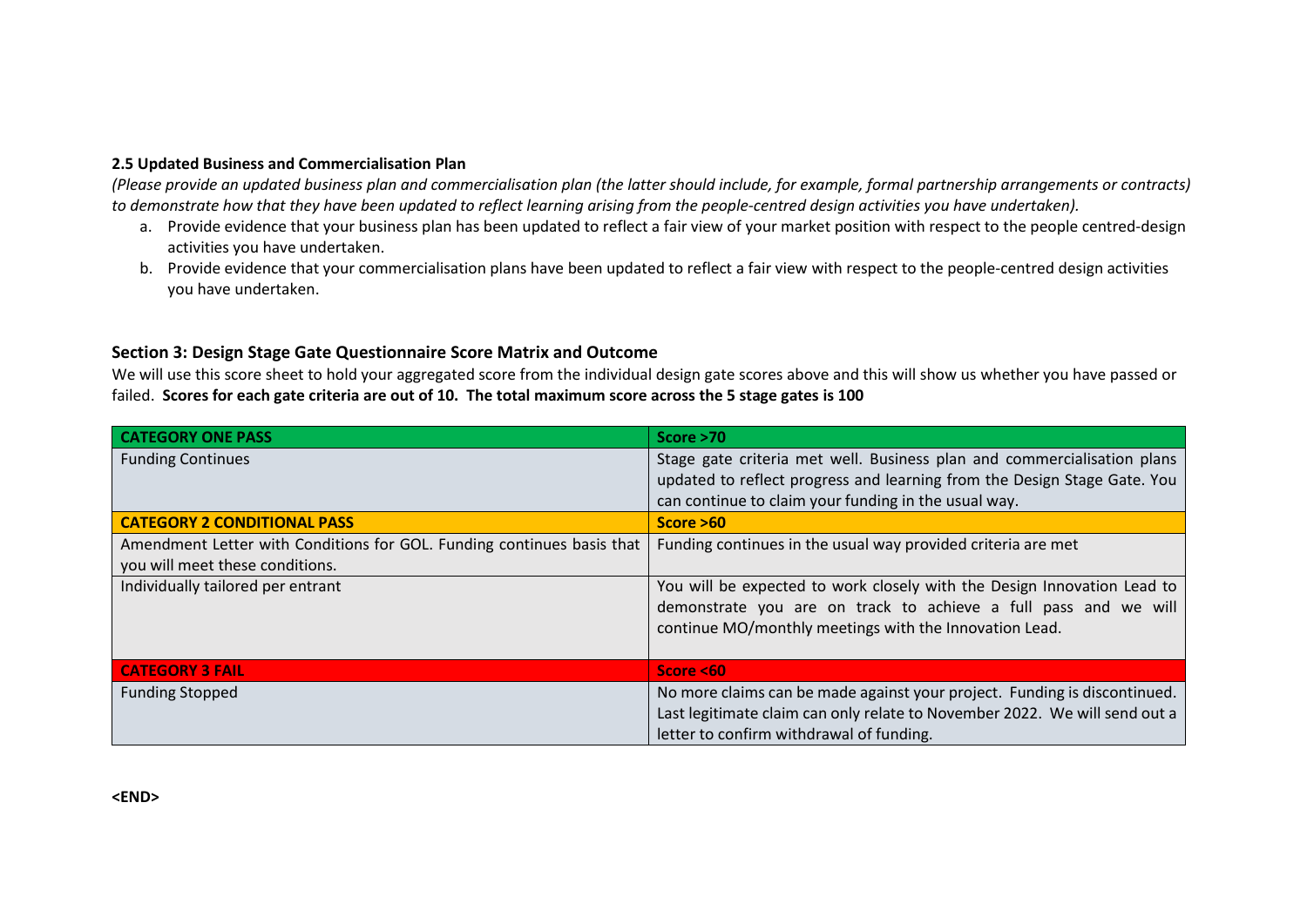**2.5 Updated Business and Commercialisation Plan**

*(Please provide an updated business plan and commercialisation plan (the latter should include, for example, formal partnership arrangements or contracts) to demonstrate how that they have been updated to reflect learning arising from the people-centred design activities you have undertaken).*

a. Provide evidence that your business plan has been updated to reflect a fair view of your market position with respect to the people centred-design activities you have undertaken.
b. Provide evidence that your commercialisation plans have been updated to reflect a fair view with respect to the people-centred design activities you have undertaken.

### Section 3: Design Stage Gate Questionnaire Score Matrix and Outcome

We will use this score sheet to hold your aggregated score from the individual design gate scores above and this will show us whether you have passed or failed. **Scores for each gate criteria are out of 10. The total maximum score across the 5 stage gates is 100**

| | |
|---|---|
| **CATEGORY ONE PASS** | **Score >70** |
| Funding Continues | Stage gate criteria met well. Business plan and commercialisation plans updated to reflect progress and learning from the Design Stage Gate. You can continue to claim your funding in the usual way. |
| **CATEGORY 2 CONDITIONAL PASS** | **Score >60** |
| Amendment Letter with Conditions for GOL. Funding continues basis that you will meet these conditions. | Funding continues in the usual way provided criteria are met |
| Individually tailored per entrant | You will be expected to work closely with the Design Innovation Lead to demonstrate you are on track to achieve a full pass and we will continue MO/monthly meetings with the Innovation Lead. |
| **CATEGORY 3 FAIL** | **Score <60** |
| Funding Stopped | No more claims can be made against your project. Funding is discontinued. Last legitimate claim can only relate to November 2022. We will send out a letter to confirm withdrawal of funding. |

**<END>**